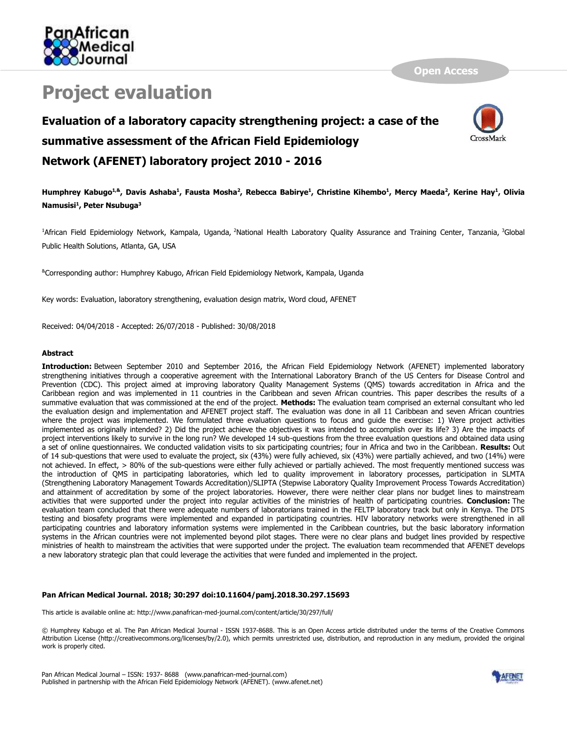# Project evaluation

## Evaluation of a laboratory capacity strengthening project: a case of the summative assessment of the African Field Epidemiology Network (AFENET) laboratory project 2010 - 2016

**Humphrey Kabugo[1,&], Davis Ashaba[1], Fausta Mosha[2], Rebecca Babirye[1], Christine Kihembo[1], Mercy Maeda[2], Kerine Hay[1], Olivia Namusisi[1], Peter Nsubuga[3]**

[1]African Field Epidemiology Network, Kampala, Uganda, [2]National Health Laboratory Quality Assurance and Training Center, Tanzania, [3]Global Public Health Solutions, Atlanta, GA, USA

[&]Corresponding author: Humphrey Kabugo, African Field Epidemiology Network, Kampala, Uganda

Key words: Evaluation, laboratory strengthening, evaluation design matrix, Word cloud, AFENET

Received: 04/04/2018 - Accepted: 26/07/2018 - Published: 30/08/2018

### Abstract

**Introduction:** Between September 2010 and September 2016, the African Field Epidemiology Network (AFENET) implemented laboratory strengthening initiatives through a cooperative agreement with the International Laboratory Branch of the US Centers for Disease Control and Prevention (CDC). This project aimed at improving laboratory Quality Management Systems (QMS) towards accreditation in Africa and the Caribbean region and was implemented in 11 countries in the Caribbean and seven African countries. This paper describes the results of a summative evaluation that was commissioned at the end of the project. **Methods:** The evaluation team comprised an external consultant who led the evaluation design and implementation and AFENET project staff. The evaluation was done in all 11 Caribbean and seven African countries where the project was implemented. We formulated three evaluation questions to focus and guide the exercise: 1) Were project activities implemented as originally intended? 2) Did the project achieve the objectives it was intended to accomplish over its life? 3) Are the impacts of project interventions likely to survive in the long run? We developed 14 sub-questions from the three evaluation questions and obtained data using a set of online questionnaires. We conducted validation visits to six participating countries; four in Africa and two in the Caribbean. **Results:** Out of 14 sub-questions that were used to evaluate the project, six (43%) were fully achieved, six (43%) were partially achieved, and two (14%) were not achieved. In effect, > 80% of the sub-questions were either fully achieved or partially achieved. The most frequently mentioned success was the introduction of QMS in participating laboratories, which led to quality improvement in laboratory processes, participation in SLMTA (Strengthening Laboratory Management Towards Accreditation)/SLIPTA (Stepwise Laboratory Quality Improvement Process Towards Accreditation) and attainment of accreditation by some of the project laboratories. However, there were neither clear plans nor budget lines to mainstream activities that were supported under the project into regular activities of the ministries of health of participating countries. **Conclusion:** The evaluation team concluded that there were adequate numbers of laboratorians trained in the FELTP laboratory track but only in Kenya. The DTS testing and biosafety programs were implemented and expanded in participating countries. HIV laboratory networks were strengthened in all participating countries and laboratory information systems were implemented in the Caribbean countries, but the basic laboratory information systems in the African countries were not implemented beyond pilot stages. There were no clear plans and budget lines provided by respective ministries of health to mainstream the activities that were supported under the project. The evaluation team recommended that AFENET develops a new laboratory strategic plan that could leverage the activities that were funded and implemented in the project.

**Pan African Medical Journal. 2018; 30:297 doi:10.11604/pamj.2018.30.297.15693**

This article is available online at: http://www.panafrican-med-journal.com/content/article/30/297/full/

© Humphrey Kabugo et al. The Pan African Medical Journal - ISSN 1937-8688. This is an Open Access article distributed under the terms of the Creative Commons Attribution License (http://creativecommons.org/licenses/by/2.0), which permits unrestricted use, distribution, and reproduction in any medium, provided the original work is properly cited.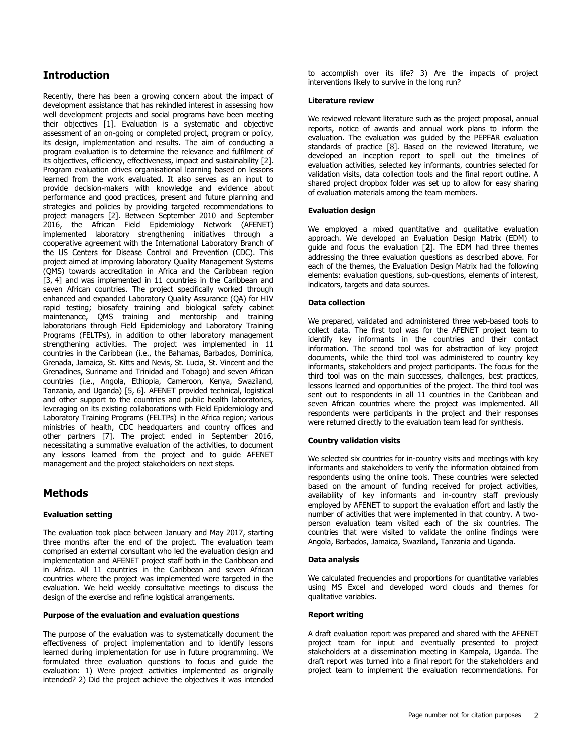## Introduction

Recently, there has been a growing concern about the impact of development assistance that has rekindled interest in assessing how well development projects and social programs have been meeting their objectives [1]. Evaluation is a systematic and objective assessment of an on-going or completed project, program or policy, its design, implementation and results. The aim of conducting a program evaluation is to determine the relevance and fulfilment of its objectives, efficiency, effectiveness, impact and sustainability [2]. Program evaluation drives organisational learning based on lessons learned from the work evaluated. It also serves as an input to provide decision-makers with knowledge and evidence about performance and good practices, present and future planning and strategies and policies by providing targeted recommendations to project managers [2]. Between September 2010 and September 2016, the African Field Epidemiology Network (AFENET) implemented laboratory strengthening initiatives through a cooperative agreement with the International Laboratory Branch of the US Centers for Disease Control and Prevention (CDC). This project aimed at improving laboratory Quality Management Systems (QMS) towards accreditation in Africa and the Caribbean region [3, 4] and was implemented in 11 countries in the Caribbean and seven African countries. The project specifically worked through enhanced and expanded Laboratory Quality Assurance (QA) for HIV rapid testing; biosafety training and biological safety cabinet maintenance, QMS training and mentorship and training laboratorians through Field Epidemiology and Laboratory Training Programs (FELTPs), in addition to other laboratory management strengthening activities. The project was implemented in 11 countries in the Caribbean (i.e., the Bahamas, Barbados, Dominica, Grenada, Jamaica, St. Kitts and Nevis, St. Lucia, St. Vincent and the Grenadines, Suriname and Trinidad and Tobago) and seven African countries (i.e., Angola, Ethiopia, Cameroon, Kenya, Swaziland, Tanzania, and Uganda) [5, 6]. AFENET provided technical, logistical and other support to the countries and public health laboratories, leveraging on its existing collaborations with Field Epidemiology and Laboratory Training Programs (FELTPs) in the Africa region; various ministries of health, CDC headquarters and country offices and other partners [7]. The project ended in September 2016, necessitating a summative evaluation of the activities, to document any lessons learned from the project and to guide AFENET management and the project stakeholders on next steps.

## Methods

### Evaluation setting

The evaluation took place between January and May 2017, starting three months after the end of the project. The evaluation team comprised an external consultant who led the evaluation design and implementation and AFENET project staff both in the Caribbean and in Africa. All 11 countries in the Caribbean and seven African countries where the project was implemented were targeted in the evaluation. We held weekly consultative meetings to discuss the design of the exercise and refine logistical arrangements.

### Purpose of the evaluation and evaluation questions

The purpose of the evaluation was to systematically document the effectiveness of project implementation and to identify lessons learned during implementation for use in future programming. We formulated three evaluation questions to focus and guide the evaluation: 1) Were project activities implemented as originally intended? 2) Did the project achieve the objectives it was intended to accomplish over its life? 3) Are the impacts of project interventions likely to survive in the long run?

### Literature review

We reviewed relevant literature such as the project proposal, annual reports, notice of awards and annual work plans to inform the evaluation. The evaluation was guided by the PEPFAR evaluation standards of practice [8]. Based on the reviewed literature, we developed an inception report to spell out the timelines of evaluation activities, selected key informants, countries selected for validation visits, data collection tools and the final report outline. A shared project dropbox folder was set up to allow for easy sharing of evaluation materials among the team members.

### Evaluation design

We employed a mixed quantitative and qualitative evaluation approach. We developed an Evaluation Design Matrix (EDM) to guide and focus the evaluation [**2**]. The EDM had three themes addressing the three evaluation questions as described above. For each of the themes, the Evaluation Design Matrix had the following elements: evaluation questions, sub-questions, elements of interest, indicators, targets and data sources.

### Data collection

We prepared, validated and administered three web-based tools to collect data. The first tool was for the AFENET project team to identify key informants in the countries and their contact information. The second tool was for abstraction of key project documents, while the third tool was administered to country key informants, stakeholders and project participants. The focus for the third tool was on the main successes, challenges, best practices, lessons learned and opportunities of the project. The third tool was sent out to respondents in all 11 countries in the Caribbean and seven African countries where the project was implemented. All respondents were participants in the project and their responses were returned directly to the evaluation team lead for synthesis.

### Country validation visits

We selected six countries for in-country visits and meetings with key informants and stakeholders to verify the information obtained from respondents using the online tools. These countries were selected based on the amount of funding received for project activities, availability of key informants and in-country staff previously employed by AFENET to support the evaluation effort and lastly the number of activities that were implemented in that country. A two-person evaluation team visited each of the six countries. The countries that were visited to validate the online findings were Angola, Barbados, Jamaica, Swaziland, Tanzania and Uganda.

### Data analysis

We calculated frequencies and proportions for quantitative variables using MS Excel and developed word clouds and themes for qualitative variables.

### Report writing

A draft evaluation report was prepared and shared with the AFENET project team for input and eventually presented to project stakeholders at a dissemination meeting in Kampala, Uganda. The draft report was turned into a final report for the stakeholders and project team to implement the evaluation recommendations. For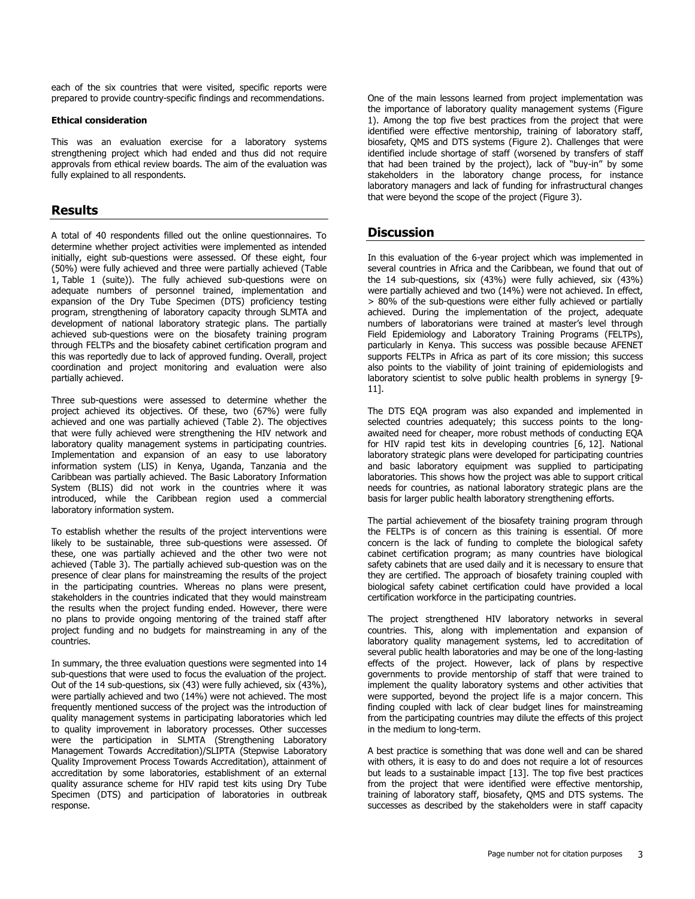each of the six countries that were visited, specific reports were prepared to provide country-specific findings and recommendations.

#### Ethical consideration

This was an evaluation exercise for a laboratory systems strengthening project which had ended and thus did not require approvals from ethical review boards. The aim of the evaluation was fully explained to all respondents.

## Results

A total of 40 respondents filled out the online questionnaires. To determine whether project activities were implemented as intended initially, eight sub-questions were assessed. Of these eight, four (50%) were fully achieved and three were partially achieved (Table 1, Table 1 (suite)). The fully achieved sub-questions were on adequate numbers of personnel trained, implementation and expansion of the Dry Tube Specimen (DTS) proficiency testing program, strengthening of laboratory capacity through SLMTA and development of national laboratory strategic plans. The partially achieved sub-questions were on the biosafety training program through FELTPs and the biosafety cabinet certification program and this was reportedly due to lack of approved funding. Overall, project coordination and project monitoring and evaluation were also partially achieved.

Three sub-questions were assessed to determine whether the project achieved its objectives. Of these, two (67%) were fully achieved and one was partially achieved (Table 2). The objectives that were fully achieved were strengthening the HIV network and laboratory quality management systems in participating countries. Implementation and expansion of an easy to use laboratory information system (LIS) in Kenya, Uganda, Tanzania and the Caribbean was partially achieved. The Basic Laboratory Information System (BLIS) did not work in the countries where it was introduced, while the Caribbean region used a commercial laboratory information system.

To establish whether the results of the project interventions were likely to be sustainable, three sub-questions were assessed. Of these, one was partially achieved and the other two were not achieved (Table 3). The partially achieved sub-question was on the presence of clear plans for mainstreaming the results of the project in the participating countries. Whereas no plans were present, stakeholders in the countries indicated that they would mainstream the results when the project funding ended. However, there were no plans to provide ongoing mentoring of the trained staff after project funding and no budgets for mainstreaming in any of the countries.

In summary, the three evaluation questions were segmented into 14 sub-questions that were used to focus the evaluation of the project. Out of the 14 sub-questions, six (43) were fully achieved, six (43%), were partially achieved and two (14%) were not achieved. The most frequently mentioned success of the project was the introduction of quality management systems in participating laboratories which led to quality improvement in laboratory processes. Other successes were the participation in SLMTA (Strengthening Laboratory Management Towards Accreditation)/SLIPTA (Stepwise Laboratory Quality Improvement Process Towards Accreditation), attainment of accreditation by some laboratories, establishment of an external quality assurance scheme for HIV rapid test kits using Dry Tube Specimen (DTS) and participation of laboratories in outbreak response.

One of the main lessons learned from project implementation was the importance of laboratory quality management systems (Figure 1). Among the top five best practices from the project that were identified were effective mentorship, training of laboratory staff, biosafety, QMS and DTS systems (Figure 2). Challenges that were identified include shortage of staff (worsened by transfers of staff that had been trained by the project), lack of "buy-in" by some stakeholders in the laboratory change process, for instance laboratory managers and lack of funding for infrastructural changes that were beyond the scope of the project (Figure 3).

## Discussion

In this evaluation of the 6-year project which was implemented in several countries in Africa and the Caribbean, we found that out of the 14 sub-questions, six (43%) were fully achieved, six (43%) were partially achieved and two (14%) were not achieved. In effect, > 80% of the sub-questions were either fully achieved or partially achieved. During the implementation of the project, adequate numbers of laboratorians were trained at master's level through Field Epidemiology and Laboratory Training Programs (FELTPs), particularly in Kenya. This success was possible because AFENET supports FELTPs in Africa as part of its core mission; this success also points to the viability of joint training of epidemiologists and laboratory scientist to solve public health problems in synergy [9-11].

The DTS EQA program was also expanded and implemented in selected countries adequately; this success points to the long-awaited need for cheaper, more robust methods of conducting EQA for HIV rapid test kits in developing countries [6, 12]. National laboratory strategic plans were developed for participating countries and basic laboratory equipment was supplied to participating laboratories. This shows how the project was able to support critical needs for countries, as national laboratory strategic plans are the basis for larger public health laboratory strengthening efforts.

The partial achievement of the biosafety training program through the FELTPs is of concern as this training is essential. Of more concern is the lack of funding to complete the biological safety cabinet certification program; as many countries have biological safety cabinets that are used daily and it is necessary to ensure that they are certified. The approach of biosafety training coupled with biological safety cabinet certification could have provided a local certification workforce in the participating countries.

The project strengthened HIV laboratory networks in several countries. This, along with implementation and expansion of laboratory quality management systems, led to accreditation of several public health laboratories and may be one of the long-lasting effects of the project. However, lack of plans by respective governments to provide mentorship of staff that were trained to implement the quality laboratory systems and other activities that were supported, beyond the project life is a major concern. This finding coupled with lack of clear budget lines for mainstreaming from the participating countries may dilute the effects of this project in the medium to long-term.

A best practice is something that was done well and can be shared with others, it is easy to do and does not require a lot of resources but leads to a sustainable impact [13]. The top five best practices from the project that were identified were effective mentorship, training of laboratory staff, biosafety, QMS and DTS systems. The successes as described by the stakeholders were in staff capacity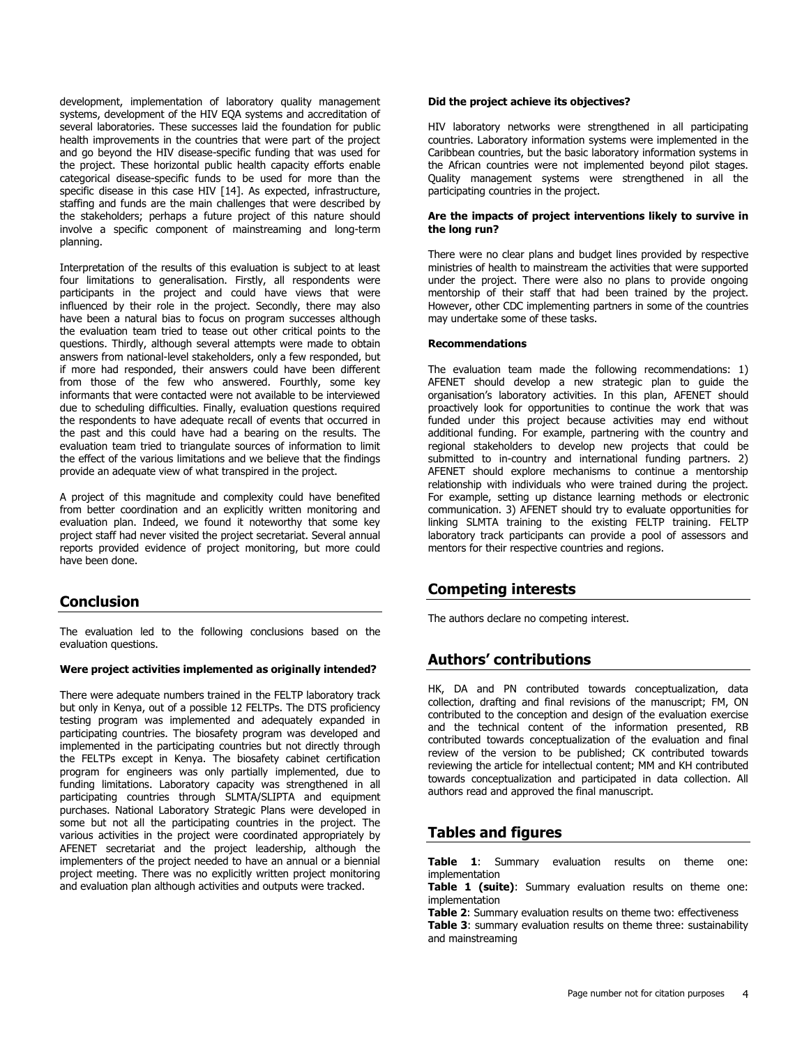development, implementation of laboratory quality management systems, development of the HIV EQA systems and accreditation of several laboratories. These successes laid the foundation for public health improvements in the countries that were part of the project and go beyond the HIV disease-specific funding that was used for the project. These horizontal public health capacity efforts enable categorical disease-specific funds to be used for more than the specific disease in this case HIV [14]. As expected, infrastructure, staffing and funds are the main challenges that were described by the stakeholders; perhaps a future project of this nature should involve a specific component of mainstreaming and long-term planning.

Interpretation of the results of this evaluation is subject to at least four limitations to generalisation. Firstly, all respondents were participants in the project and could have views that were influenced by their role in the project. Secondly, there may also have been a natural bias to focus on program successes although the evaluation team tried to tease out other critical points to the questions. Thirdly, although several attempts were made to obtain answers from national-level stakeholders, only a few responded, but if more had responded, their answers could have been different from those of the few who answered. Fourthly, some key informants that were contacted were not available to be interviewed due to scheduling difficulties. Finally, evaluation questions required the respondents to have adequate recall of events that occurred in the past and this could have had a bearing on the results. The evaluation team tried to triangulate sources of information to limit the effect of the various limitations and we believe that the findings provide an adequate view of what transpired in the project.

A project of this magnitude and complexity could have benefited from better coordination and an explicitly written monitoring and evaluation plan. Indeed, we found it noteworthy that some key project staff had never visited the project secretariat. Several annual reports provided evidence of project monitoring, but more could have been done.

## Conclusion

The evaluation led to the following conclusions based on the evaluation questions.

**Were project activities implemented as originally intended?**

There were adequate numbers trained in the FELTP laboratory track but only in Kenya, out of a possible 12 FELTPs. The DTS proficiency testing program was implemented and adequately expanded in participating countries. The biosafety program was developed and implemented in the participating countries but not directly through the FELTPs except in Kenya. The biosafety cabinet certification program for engineers was only partially implemented, due to funding limitations. Laboratory capacity was strengthened in all participating countries through SLMTA/SLIPTA and equipment purchases. National Laboratory Strategic Plans were developed in some but not all the participating countries in the project. The various activities in the project were coordinated appropriately by AFENET secretariat and the project leadership, although the implementers of the project needed to have an annual or a biennial project meeting. There was no explicitly written project monitoring and evaluation plan although activities and outputs were tracked.

**Did the project achieve its objectives?**

HIV laboratory networks were strengthened in all participating countries. Laboratory information systems were implemented in the Caribbean countries, but the basic laboratory information systems in the African countries were not implemented beyond pilot stages. Quality management systems were strengthened in all the participating countries in the project.

**Are the impacts of project interventions likely to survive in the long run?**

There were no clear plans and budget lines provided by respective ministries of health to mainstream the activities that were supported under the project. There were also no plans to provide ongoing mentorship of their staff that had been trained by the project. However, other CDC implementing partners in some of the countries may undertake some of these tasks.

**Recommendations**

The evaluation team made the following recommendations: 1) AFENET should develop a new strategic plan to guide the organisation's laboratory activities. In this plan, AFENET should proactively look for opportunities to continue the work that was funded under this project because activities may end without additional funding. For example, partnering with the country and regional stakeholders to develop new projects that could be submitted to in-country and international funding partners. 2) AFENET should explore mechanisms to continue a mentorship relationship with individuals who were trained during the project. For example, setting up distance learning methods or electronic communication. 3) AFENET should try to evaluate opportunities for linking SLMTA training to the existing FELTP training. FELTP laboratory track participants can provide a pool of assessors and mentors for their respective countries and regions.

## Competing interests

The authors declare no competing interest.

## Authors' contributions

HK, DA and PN contributed towards conceptualization, data collection, drafting and final revisions of the manuscript; FM, ON contributed to the conception and design of the evaluation exercise and the technical content of the information presented, RB contributed towards conceptualization of the evaluation and final review of the version to be published; CK contributed towards reviewing the article for intellectual content; MM and KH contributed towards conceptualization and participated in data collection. All authors read and approved the final manuscript.

## Tables and figures

**Table 1**: Summary evaluation results on theme one: implementation

**Table 1 (suite)**: Summary evaluation results on theme one: implementation

**Table 2**: Summary evaluation results on theme two: effectiveness

**Table 3**: summary evaluation results on theme three: sustainability and mainstreaming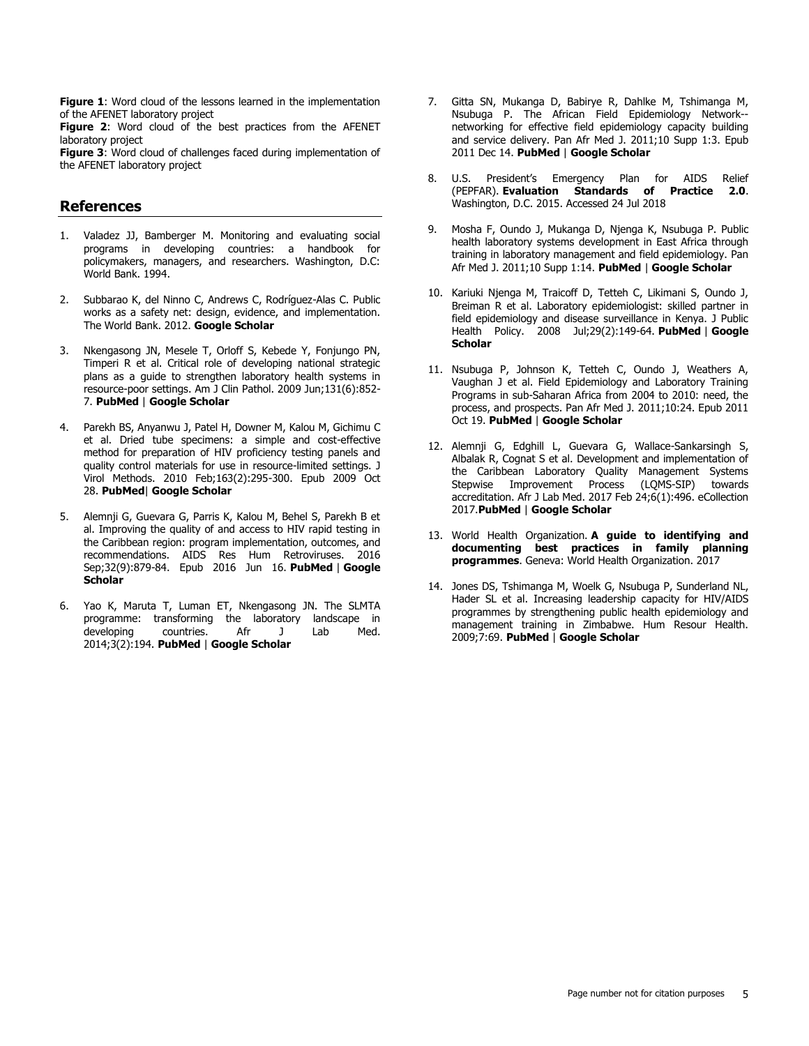**Figure 1**: Word cloud of the lessons learned in the implementation of the AFENET laboratory project

**Figure 2**: Word cloud of the best practices from the AFENET laboratory project

**Figure 3**: Word cloud of challenges faced during implementation of the AFENET laboratory project

## References

1. Valadez JJ, Bamberger M. Monitoring and evaluating social programs in developing countries: a handbook for policymakers, managers, and researchers. Washington, D.C: World Bank. 1994.

2. Subbarao K, del Ninno C, Andrews C, Rodríguez-Alas C. Public works as a safety net: design, evidence, and implementation. The World Bank. 2012. **Google Scholar**

3. Nkengasong JN, Mesele T, Orloff S, Kebede Y, Fonjungo PN, Timperi R et al. Critical role of developing national strategic plans as a guide to strengthen laboratory health systems in resource-poor settings. Am J Clin Pathol. 2009 Jun;131(6):852-7. **PubMed** | **Google Scholar**

4. Parekh BS, Anyanwu J, Patel H, Downer M, Kalou M, Gichimu C et al. Dried tube specimens: a simple and cost-effective method for preparation of HIV proficiency testing panels and quality control materials for use in resource-limited settings. J Virol Methods. 2010 Feb;163(2):295-300. Epub 2009 Oct 28. **PubMed**| **Google Scholar**

5. Alemnji G, Guevara G, Parris K, Kalou M, Behel S, Parekh B et al. Improving the quality of and access to HIV rapid testing in the Caribbean region: program implementation, outcomes, and recommendations. AIDS Res Hum Retroviruses. 2016 Sep;32(9):879-84. Epub 2016 Jun 16. **PubMed** | **Google Scholar**

6. Yao K, Maruta T, Luman ET, Nkengasong JN. The SLMTA programme: transforming the laboratory landscape in developing countries. Afr J Lab Med. 2014;3(2):194. **PubMed** | **Google Scholar**

7. Gitta SN, Mukanga D, Babirye R, Dahlke M, Tshimanga M, Nsubuga P. The African Field Epidemiology Network--networking for effective field epidemiology capacity building and service delivery. Pan Afr Med J. 2011;10 Supp 1:3. Epub 2011 Dec 14. **PubMed** | **Google Scholar**

8. U.S. President's Emergency Plan for AIDS Relief (PEPFAR). **Evaluation Standards of Practice 2.0**. Washington, D.C. 2015. Accessed 24 Jul 2018

9. Mosha F, Oundo J, Mukanga D, Njenga K, Nsubuga P. Public health laboratory systems development in East Africa through training in laboratory management and field epidemiology. Pan Afr Med J. 2011;10 Supp 1:14. **PubMed** | **Google Scholar**

10. Kariuki Njenga M, Traicoff D, Tetteh C, Likimani S, Oundo J, Breiman R et al. Laboratory epidemiologist: skilled partner in field epidemiology and disease surveillance in Kenya. J Public Health Policy. 2008 Jul;29(2):149-64. **PubMed** | **Google Scholar**

11. Nsubuga P, Johnson K, Tetteh C, Oundo J, Weathers A, Vaughan J et al. Field Epidemiology and Laboratory Training Programs in sub-Saharan Africa from 2004 to 2010: need, the process, and prospects. Pan Afr Med J. 2011;10:24. Epub 2011 Oct 19. **PubMed** | **Google Scholar**

12. Alemnji G, Edghill L, Guevara G, Wallace-Sankarsingh S, Albalak R, Cognat S et al. Development and implementation of the Caribbean Laboratory Quality Management Systems Stepwise Improvement Process (LQMS-SIP) towards accreditation. Afr J Lab Med. 2017 Feb 24;6(1):496. eCollection 2017.**PubMed** | **Google Scholar**

13. World Health Organization. **A guide to identifying and documenting best practices in family planning programmes**. Geneva: World Health Organization. 2017

14. Jones DS, Tshimanga M, Woelk G, Nsubuga P, Sunderland NL, Hader SL et al. Increasing leadership capacity for HIV/AIDS programmes by strengthening public health epidemiology and management training in Zimbabwe. Hum Resour Health. 2009;7:69. **PubMed** | **Google Scholar**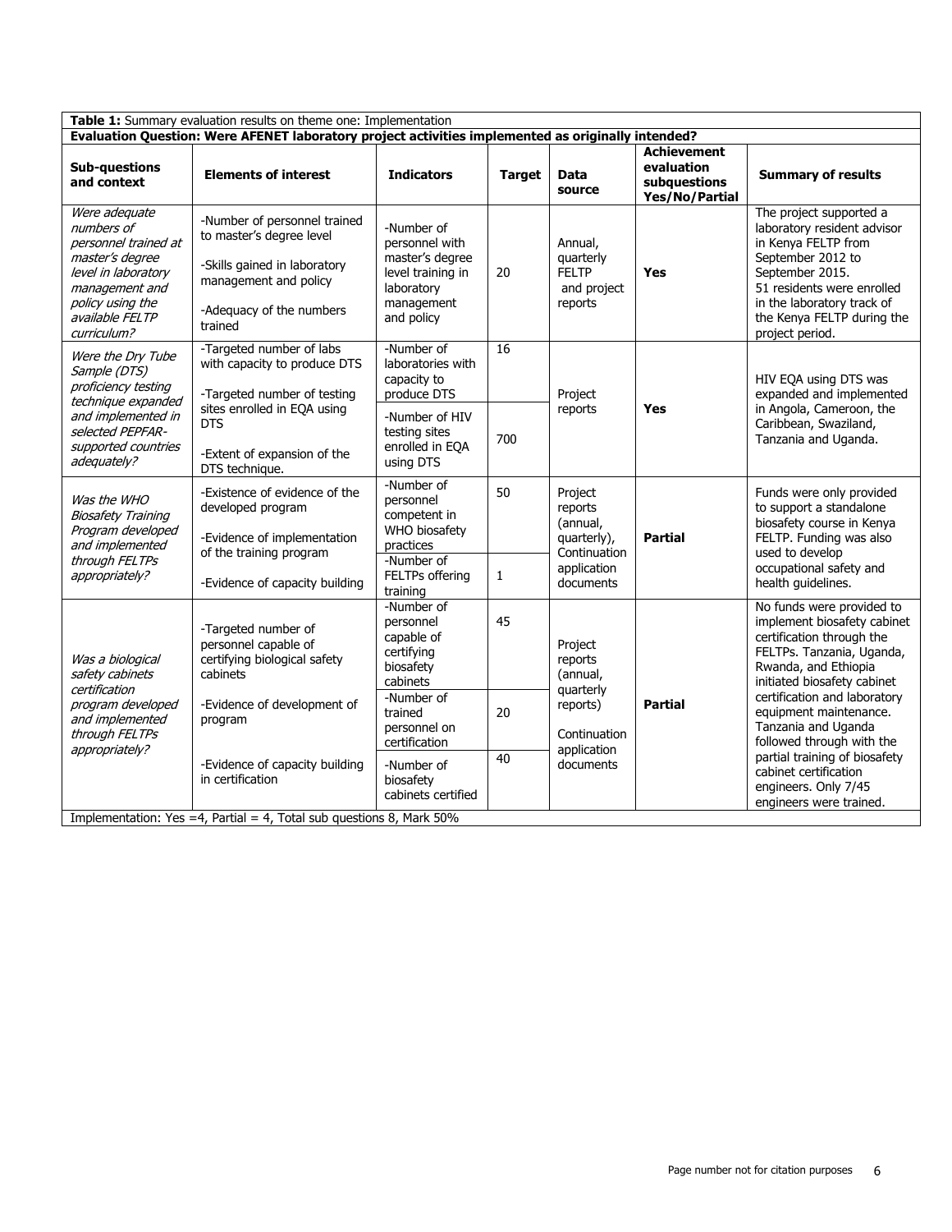**Table 1:** Summary evaluation results on theme one: Implementation

**Evaluation Question: Were AFENET laboratory project activities implemented as originally intended?**

| Sub-questions and context | Elements of interest | Indicators | Target | Data source | Achievement evaluation subquestions Yes/No/Partial | Summary of results |
|---|---|---|---|---|---|---|
| *Were adequate numbers of personnel trained at master's degree level in laboratory management and policy using the available FELTP curriculum?* | -Number of personnel trained to master's degree level<br>-Skills gained in laboratory management and policy<br>-Adequacy of the numbers trained | -Number of personnel with master's degree level training in laboratory management and policy | 20 | Annual, quarterly FELTP and project reports | **Yes** | The project supported a laboratory resident advisor in Kenya FELTP from September 2012 to September 2015. 51 residents were enrolled in the laboratory track of the Kenya FELTP during the project period. |
| *Were the Dry Tube Sample (DTS) proficiency testing technique expanded and implemented in selected PEPFAR-supported countries adequately?* | -Targeted number of labs with capacity to produce DTS<br>-Targeted number of testing sites enrolled in EQA using DTS<br>-Extent of expansion of the DTS technique. | -Number of laboratories with capacity to produce DTS | 16 | Project reports | **Yes** | HIV EQA using DTS was expanded and implemented in Angola, Cameroon, the Caribbean, Swaziland, Tanzania and Uganda. |
| | | -Number of HIV testing sites enrolled in EQA using DTS | 700 | | | |
| *Was the WHO Biosafety Training Program developed and implemented through FELTPs appropriately?* | -Existence of evidence of the developed program<br>-Evidence of implementation of the training program<br>-Evidence of capacity building | -Number of personnel competent in WHO biosafety practices | 50 | Project reports (annual, quarterly), Continuation application documents | **Partial** | Funds were only provided to support a standalone biosafety course in Kenya FELTP. Funding was also used to develop occupational safety and health guidelines. |
| | | -Number of FELTPs offering training | 1 | | | |
| *Was a biological safety cabinets certification program developed and implemented through FELTPs appropriately?* | -Targeted number of personnel capable of certifying biological safety cabinets<br>-Evidence of development of program<br>-Evidence of capacity building in certification | -Number of personnel capable of certifying biosafety cabinets | 45 | Project reports (annual, quarterly reports) Continuation application documents | **Partial** | No funds were provided to implement biosafety cabinet certification through the FELTPs. Tanzania, Uganda, Rwanda, and Ethiopia initiated biosafety cabinet certification and laboratory equipment maintenance. Tanzania and Uganda followed through with the partial training of biosafety cabinet certification engineers. Only 7/45 engineers were trained. |
| | | -Number of trained personnel on certification | 20 | | | |
| | | -Number of biosafety cabinets certified | 40 | | | |

Implementation: Yes =4, Partial = 4, Total sub questions 8, Mark 50%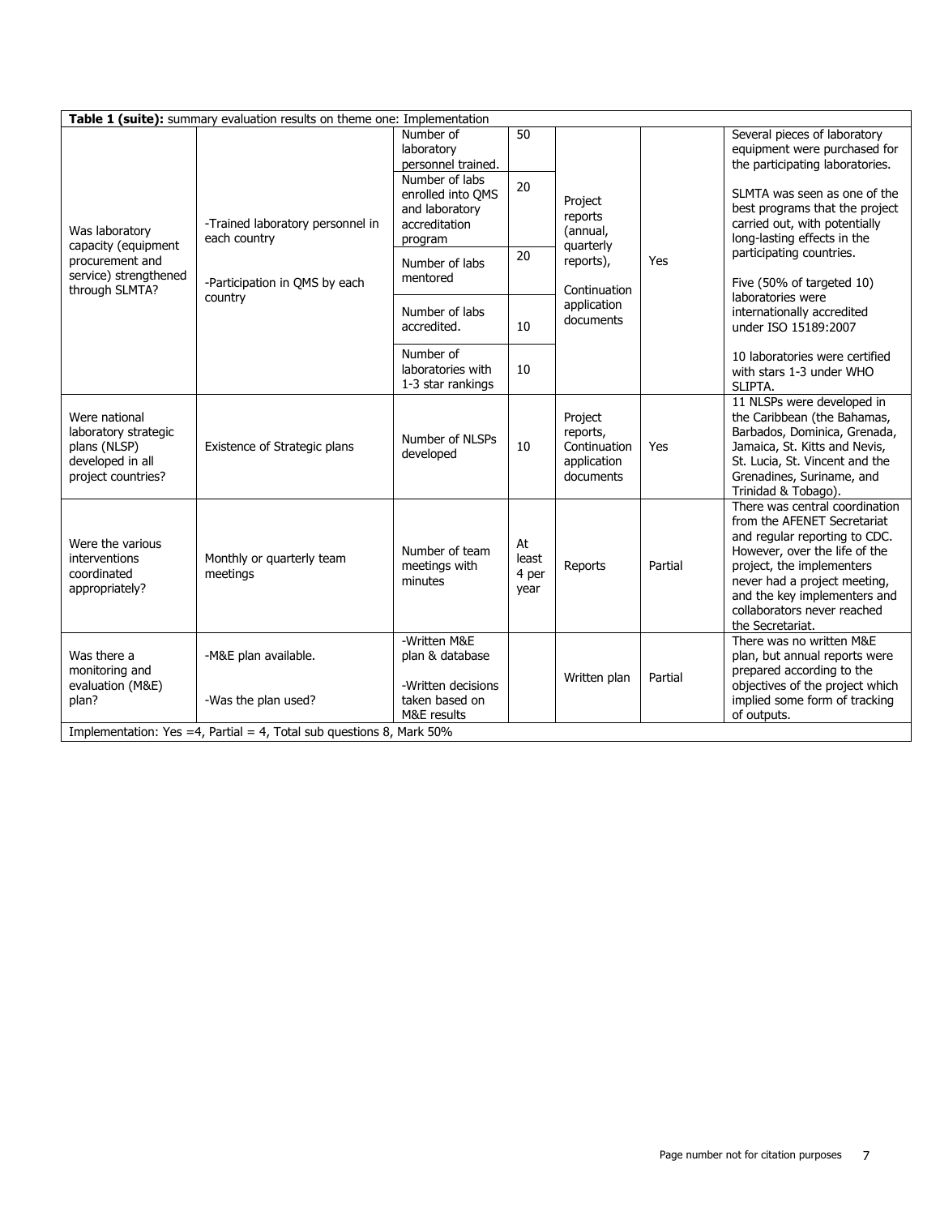**Table 1 (suite):** summary evaluation results on theme one: Implementation

| | | | | | | |
|---|---|---|---|---|---|---|
| Was laboratory capacity (equipment procurement and service) strengthened through SLMTA? | -Trained laboratory personnel in each country<br><br>-Participation in QMS by each country | Number of laboratory personnel trained. | 50 | Project reports (annual, quarterly reports), Continuation application documents | Yes | Several pieces of laboratory equipment were purchased for the participating laboratories.<br><br>SLMTA was seen as one of the best programs that the project carried out, with potentially long-lasting effects in the participating countries.<br><br>Five (50% of targeted 10) laboratories were internationally accredited under ISO 15189:2007<br><br>10 laboratories were certified with stars 1-3 under WHO SLIPTA. |
| | | Number of labs enrolled into QMS and laboratory accreditation program | 20 | | | |
| | | Number of labs mentored | 20 | | | |
| | | Number of labs accredited. | 10 | | | |
| | | Number of laboratories with 1-3 star rankings | 10 | | | |
| Were national laboratory strategic plans (NLSP) developed in all project countries? | Existence of Strategic plans | Number of NLSPs developed | 10 | Project reports, Continuation application documents | Yes | 11 NLSPs were developed in the Caribbean (the Bahamas, Barbados, Dominica, Grenada, Jamaica, St. Kitts and Nevis, St. Lucia, St. Vincent and the Grenadines, Suriname, and Trinidad & Tobago). |
| Were the various interventions coordinated appropriately? | Monthly or quarterly team meetings | Number of team meetings with minutes | At least 4 per year | Reports | Partial | There was central coordination from the AFENET Secretariat and regular reporting to CDC. However, over the life of the project, the implementers never had a project meeting, and the key implementers and collaborators never reached the Secretariat. |
| Was there a monitoring and evaluation (M&E) plan? | -M&E plan available.<br><br>-Was the plan used? | -Written M&E plan & database<br><br>-Written decisions taken based on M&E results | | Written plan | Partial | There was no written M&E plan, but annual reports were prepared according to the objectives of the project which implied some form of tracking of outputs. |
| Implementation: Yes =4, Partial = 4, Total sub questions 8, Mark 50% | | | | | | |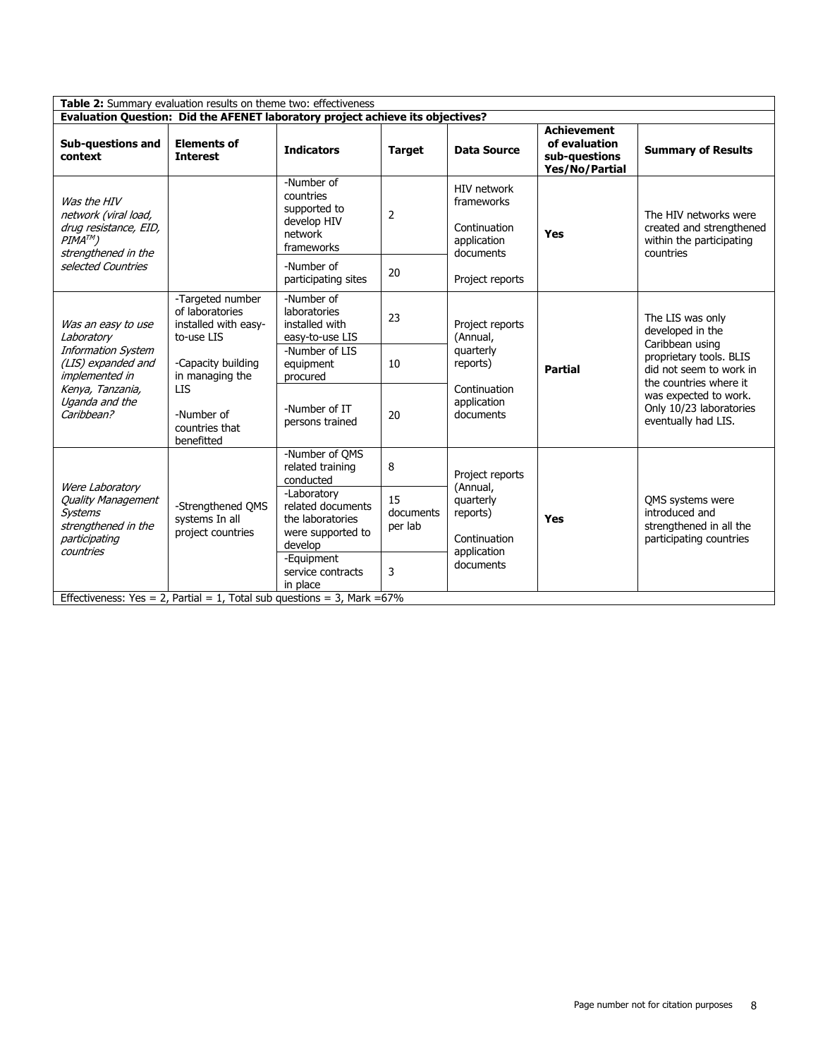**Table 2:** Summary evaluation results on theme two: effectiveness

**Evaluation Question: Did the AFENET laboratory project achieve its objectives?**

| Sub-questions and context | Elements of Interest | Indicators | Target | Data Source | Achievement of evaluation sub-questions Yes/No/Partial | Summary of Results |
|---|---|---|---|---|---|---|
| *Was the HIV network (viral load, drug resistance, EID, PIMA™) strengthened in the selected Countries* | | -Number of countries supported to develop HIV network frameworks | 2 | HIV network frameworks<br><br>Continuation application documents<br><br>Project reports | **Yes** | The HIV networks were created and strengthened within the participating countries |
| | | -Number of participating sites | 20 | | | |
| *Was an easy to use Laboratory Information System (LIS) expanded and implemented in Kenya, Tanzania, Uganda and the Caribbean?* | -Targeted number of laboratories installed with easy-to-use LIS<br><br>-Capacity building in managing the LIS<br><br>-Number of countries that benefitted | -Number of laboratories installed with easy-to-use LIS | 23 | Project reports (Annual, quarterly reports)<br><br>Continuation application documents | **Partial** | The LIS was only developed in the Caribbean using proprietary tools. BLIS did not seem to work in the countries where it was expected to work. Only 10/23 laboratories eventually had LIS. |
| | | -Number of LIS equipment procured | 10 | | | |
| | | -Number of IT persons trained | 20 | | | |
| *Were Laboratory Quality Management Systems strengthened in the participating countries* | -Strengthened QMS systems In all project countries | -Number of QMS related training conducted | 8 | Project reports (Annual, quarterly reports)<br><br>Continuation application documents | **Yes** | QMS systems were introduced and strengthened in all the participating countries |
| | | -Laboratory related documents the laboratories were supported to develop | 15 documents per lab | | | |
| | | -Equipment service contracts in place | 3 | | | |
| Effectiveness: Yes = 2, Partial = 1, Total sub questions = 3, Mark =67% | | | | | | |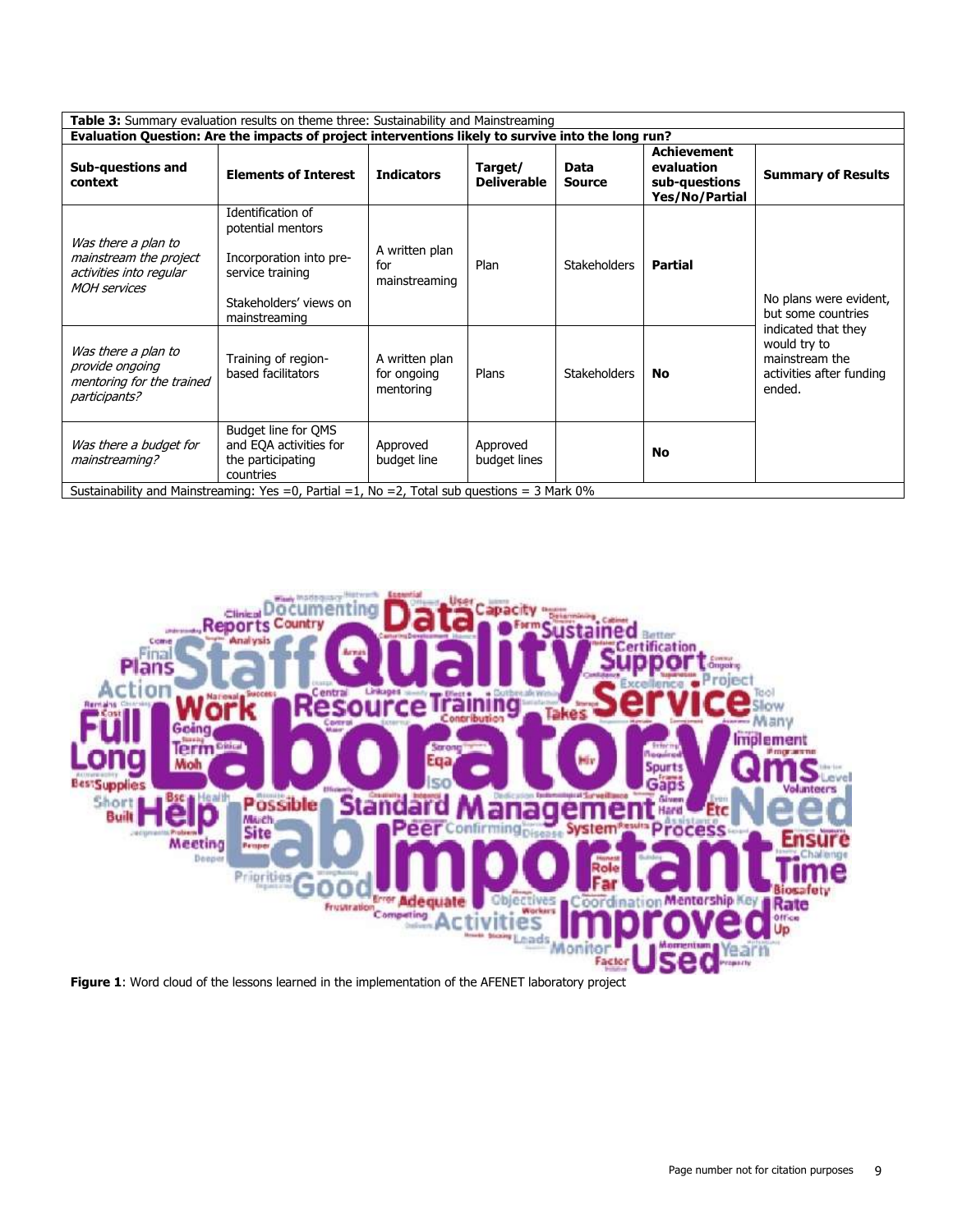**Table 3:** Summary evaluation results on theme three: Sustainability and Mainstreaming

**Evaluation Question: Are the impacts of project interventions likely to survive into the long run?**

| Sub-questions and context | Elements of Interest | Indicators | Target/ Deliverable | Data Source | Achievement evaluation sub-questions Yes/No/Partial | Summary of Results |
|---|---|---|---|---|---|---|
| *Was there a plan to mainstream the project activities into regular MOH services* | Identification of potential mentors<br><br>Incorporation into pre-service training<br><br>Stakeholders' views on mainstreaming | A written plan for mainstreaming | Plan | Stakeholders | **Partial** | No plans were evident, but some countries indicated that they would try to mainstream the activities after funding ended. |
| *Was there a plan to provide ongoing mentoring for the trained participants?* | Training of region-based facilitators | A written plan for ongoing mentoring | Plans | Stakeholders | **No** | |
| *Was there a budget for mainstreaming?* | Budget line for QMS and EQA activities for the participating countries | Approved budget line | Approved budget lines | | **No** | |

Sustainability and Mainstreaming: Yes =0, Partial =1, No =2, Total sub questions = 3 Mark 0%

**Figure 1**: Word cloud of the lessons learned in the implementation of the AFENET laboratory project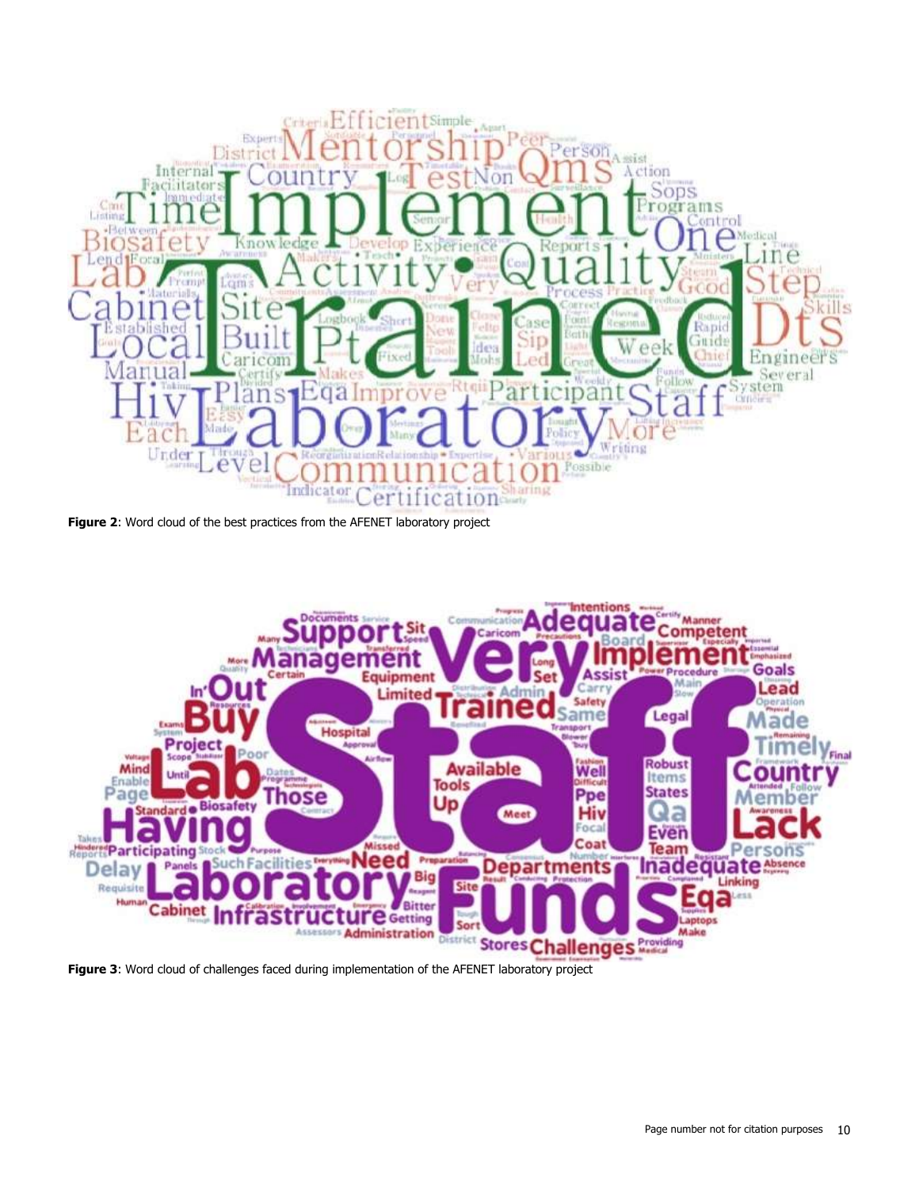**Figure 2**: Word cloud of the best practices from the AFENET laboratory project

**Figure 3**: Word cloud of challenges faced during implementation of the AFENET laboratory project